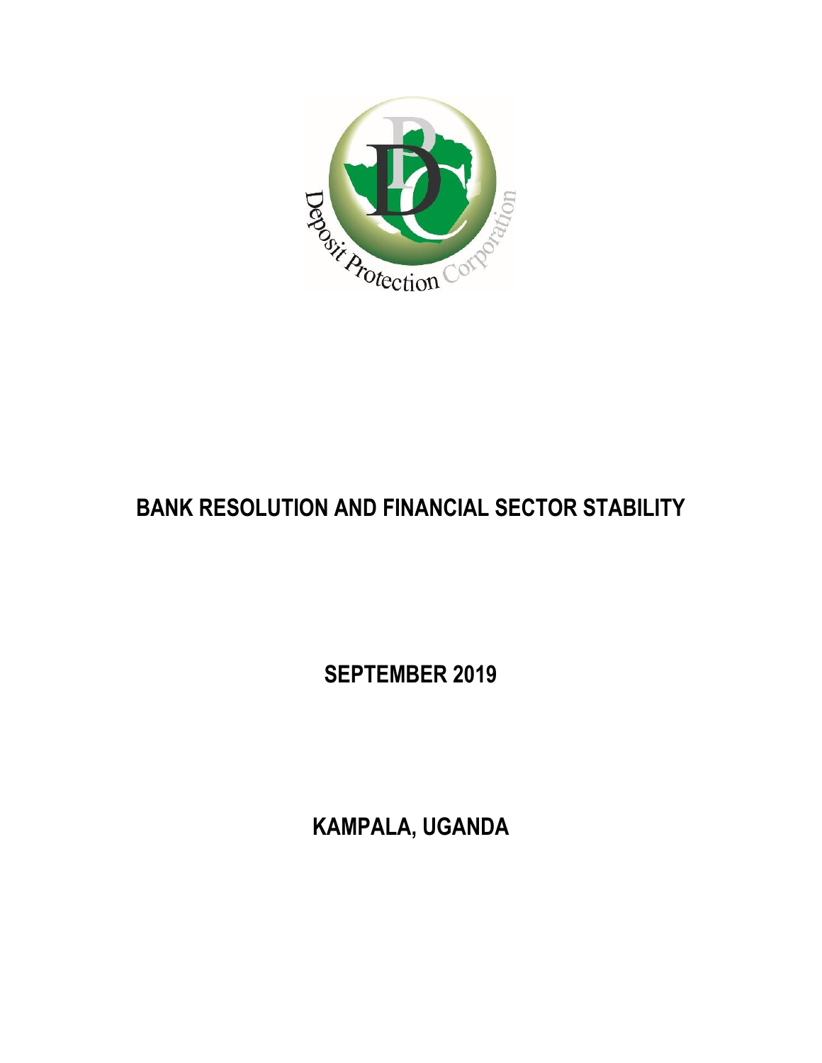# BANK RESOLUTION AND FINANCIAL SECTOR STABILITY

**SEPTEMBER 2019**

**KAMPALA, UGANDA**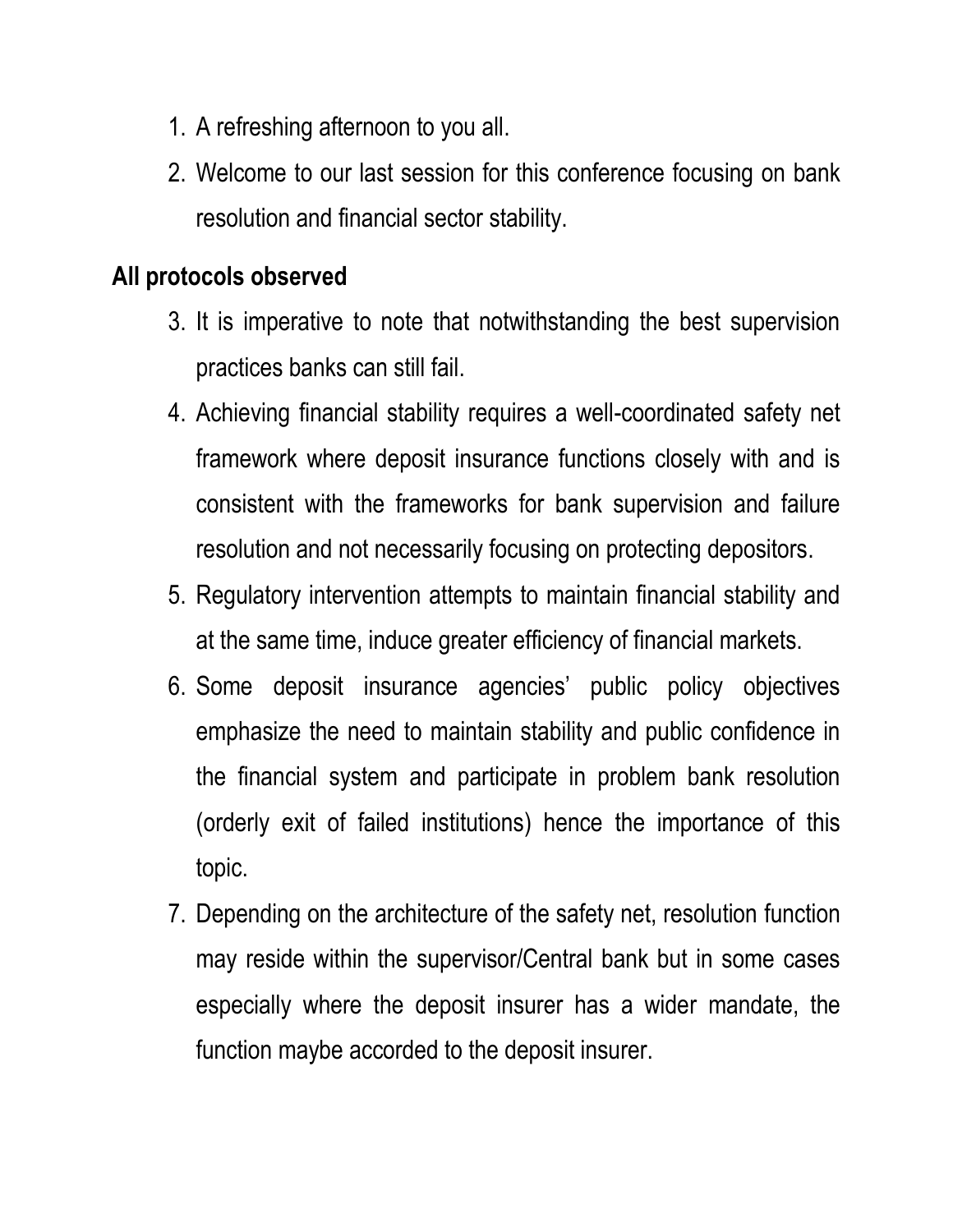1. A refreshing afternoon to you all.
2. Welcome to our last session for this conference focusing on bank resolution and financial sector stability.

**All protocols observed**

3. It is imperative to note that notwithstanding the best supervision practices banks can still fail.
4. Achieving financial stability requires a well-coordinated safety net framework where deposit insurance functions closely with and is consistent with the frameworks for bank supervision and failure resolution and not necessarily focusing on protecting depositors.
5. Regulatory intervention attempts to maintain financial stability and at the same time, induce greater efficiency of financial markets.
6. Some deposit insurance agencies' public policy objectives emphasize the need to maintain stability and public confidence in the financial system and participate in problem bank resolution (orderly exit of failed institutions) hence the importance of this topic.
7. Depending on the architecture of the safety net, resolution function may reside within the supervisor/Central bank but in some cases especially where the deposit insurer has a wider mandate, the function maybe accorded to the deposit insurer.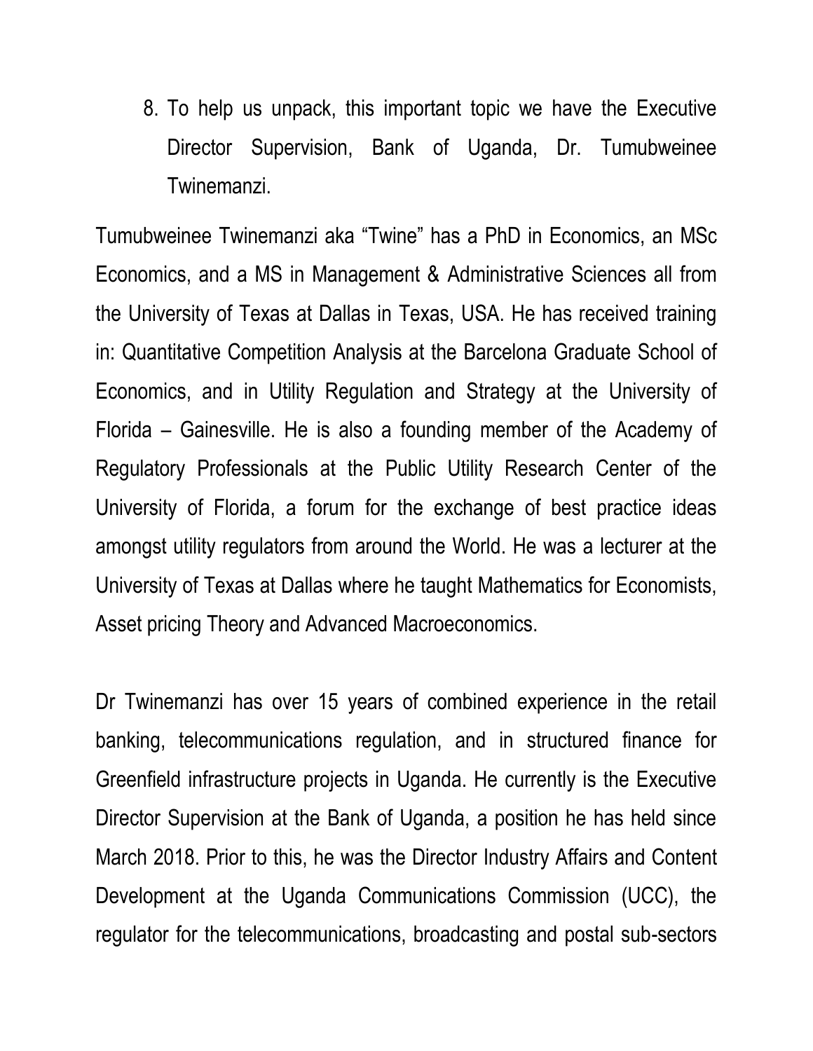8. To help us unpack, this important topic we have the Executive Director Supervision, Bank of Uganda, Dr. Tumubweinee Twinemanzi.

Tumubweinee Twinemanzi aka “Twine” has a PhD in Economics, an MSc Economics, and a MS in Management & Administrative Sciences all from the University of Texas at Dallas in Texas, USA. He has received training in: Quantitative Competition Analysis at the Barcelona Graduate School of Economics, and in Utility Regulation and Strategy at the University of Florida – Gainesville. He is also a founding member of the Academy of Regulatory Professionals at the Public Utility Research Center of the University of Florida, a forum for the exchange of best practice ideas amongst utility regulators from around the World. He was a lecturer at the University of Texas at Dallas where he taught Mathematics for Economists, Asset pricing Theory and Advanced Macroeconomics.

Dr Twinemanzi has over 15 years of combined experience in the retail banking, telecommunications regulation, and in structured finance for Greenfield infrastructure projects in Uganda. He currently is the Executive Director Supervision at the Bank of Uganda, a position he has held since March 2018. Prior to this, he was the Director Industry Affairs and Content Development at the Uganda Communications Commission (UCC), the regulator for the telecommunications, broadcasting and postal sub-sectors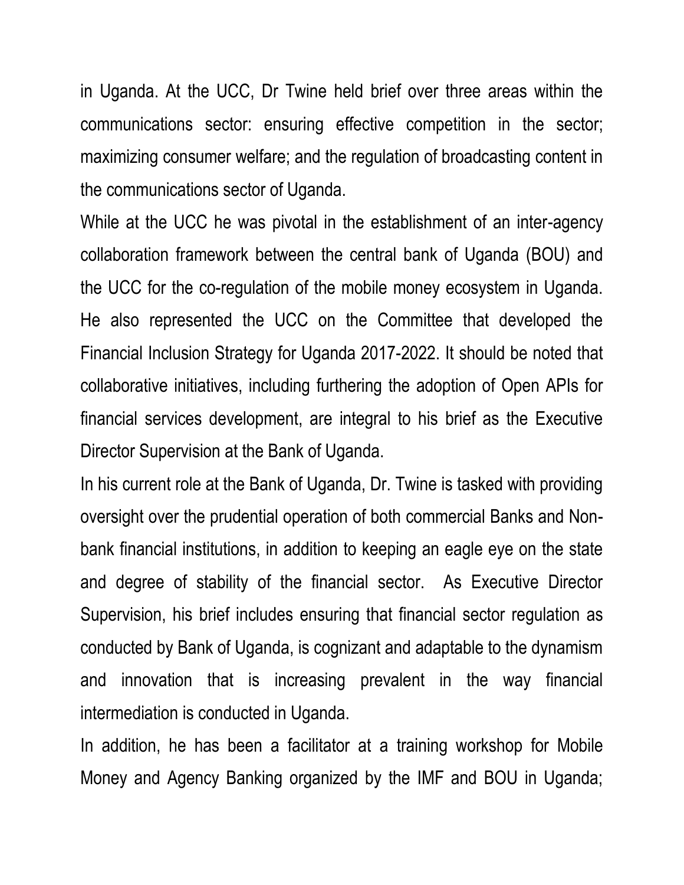in Uganda. At the UCC, Dr Twine held brief over three areas within the communications sector: ensuring effective competition in the sector; maximizing consumer welfare; and the regulation of broadcasting content in the communications sector of Uganda.

While at the UCC he was pivotal in the establishment of an inter-agency collaboration framework between the central bank of Uganda (BOU) and the UCC for the co-regulation of the mobile money ecosystem in Uganda. He also represented the UCC on the Committee that developed the Financial Inclusion Strategy for Uganda 2017-2022. It should be noted that collaborative initiatives, including furthering the adoption of Open APIs for financial services development, are integral to his brief as the Executive Director Supervision at the Bank of Uganda.

In his current role at the Bank of Uganda, Dr. Twine is tasked with providing oversight over the prudential operation of both commercial Banks and Non-bank financial institutions, in addition to keeping an eagle eye on the state and degree of stability of the financial sector. As Executive Director Supervision, his brief includes ensuring that financial sector regulation as conducted by Bank of Uganda, is cognizant and adaptable to the dynamism and innovation that is increasing prevalent in the way financial intermediation is conducted in Uganda.

In addition, he has been a facilitator at a training workshop for Mobile Money and Agency Banking organized by the IMF and BOU in Uganda;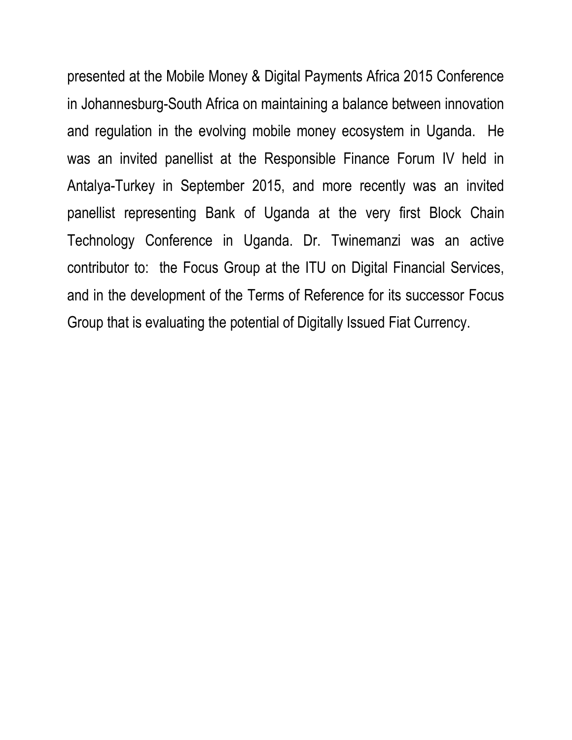presented at the Mobile Money & Digital Payments Africa 2015 Conference in Johannesburg-South Africa on maintaining a balance between innovation and regulation in the evolving mobile money ecosystem in Uganda. He was an invited panellist at the Responsible Finance Forum IV held in Antalya-Turkey in September 2015, and more recently was an invited panellist representing Bank of Uganda at the very first Block Chain Technology Conference in Uganda. Dr. Twinemanzi was an active contributor to: the Focus Group at the ITU on Digital Financial Services, and in the development of the Terms of Reference for its successor Focus Group that is evaluating the potential of Digitally Issued Fiat Currency.